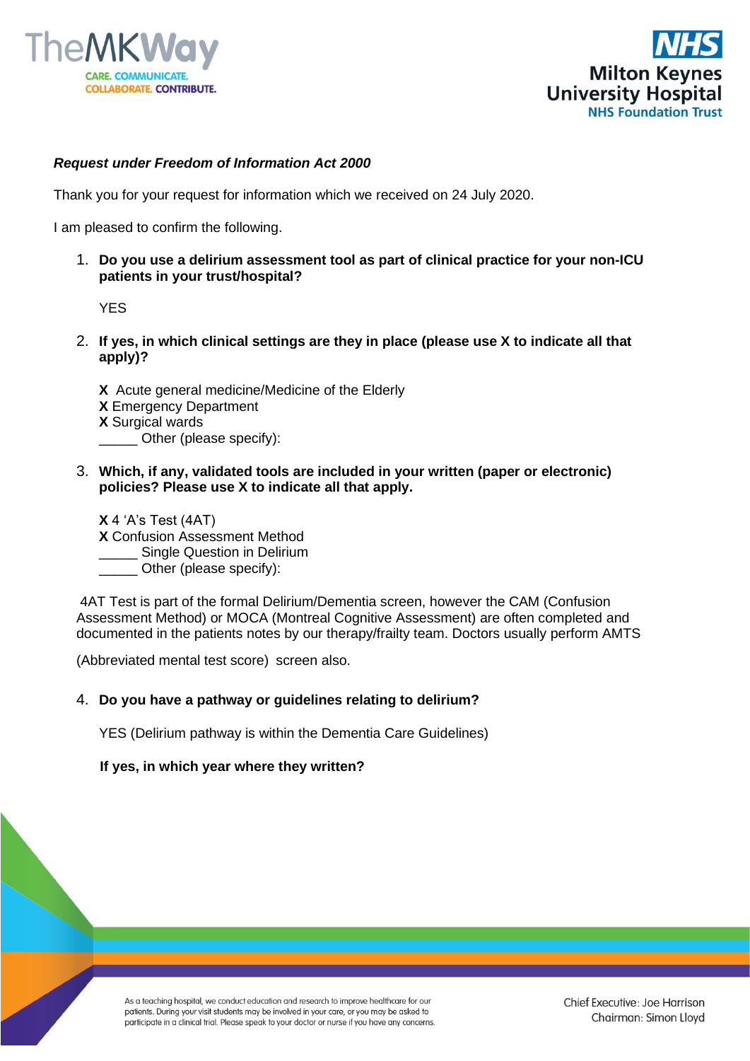***Request under Freedom of Information Act 2000***

Thank you for your request for information which we received on 24 July 2020.

I am pleased to confirm the following.

1. **Do you use a delirium assessment tool as part of clinical practice for your non-ICU patients in your trust/hospital?**

   YES

2. **If yes, in which clinical settings are they in place (please use X to indicate all that apply)?**

   **X** Acute general medicine/Medicine of the Elderly
   **X** Emergency Department
   **X** Surgical wards
   _____ Other (please specify):

3. **Which, if any, validated tools are included in your written (paper or electronic) policies? Please use X to indicate all that apply.**

   **X** 4 'A's Test (4AT)
   **X** Confusion Assessment Method
   _____ Single Question in Delirium
   _____ Other (please specify):

   4AT Test is part of the formal Delirium/Dementia screen, however the CAM (Confusion Assessment Method) or MOCA (Montreal Cognitive Assessment) are often completed and documented in the patients notes by our therapy/frailty team. Doctors usually perform AMTS

   (Abbreviated mental test score) screen also.

4. **Do you have a pathway or guidelines relating to delirium?**

   YES (Delirium pathway is within the Dementia Care Guidelines)

   **If yes, in which year where they written?**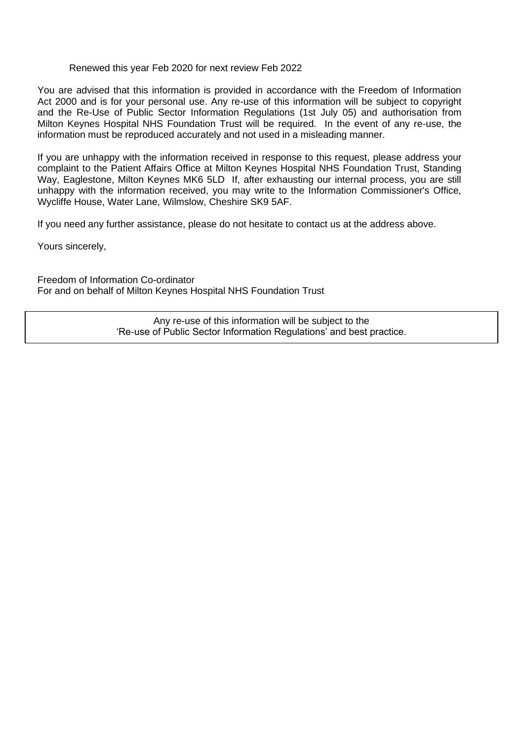Renewed this year Feb 2020 for next review Feb 2022

You are advised that this information is provided in accordance with the Freedom of Information Act 2000 and is for your personal use. Any re-use of this information will be subject to copyright and the Re-Use of Public Sector Information Regulations (1st July 05) and authorisation from Milton Keynes Hospital NHS Foundation Trust will be required. In the event of any re-use, the information must be reproduced accurately and not used in a misleading manner.

If you are unhappy with the information received in response to this request, please address your complaint to the Patient Affairs Office at Milton Keynes Hospital NHS Foundation Trust, Standing Way, Eaglestone, Milton Keynes MK6 5LD If, after exhausting our internal process, you are still unhappy with the information received, you may write to the Information Commissioner's Office, Wycliffe House, Water Lane, Wilmslow, Cheshire SK9 5AF.

If you need any further assistance, please do not hesitate to contact us at the address above.

Yours sincerely,

Freedom of Information Co-ordinator
For and on behalf of Milton Keynes Hospital NHS Foundation Trust

Any re-use of this information will be subject to the 'Re-use of Public Sector Information Regulations' and best practice.